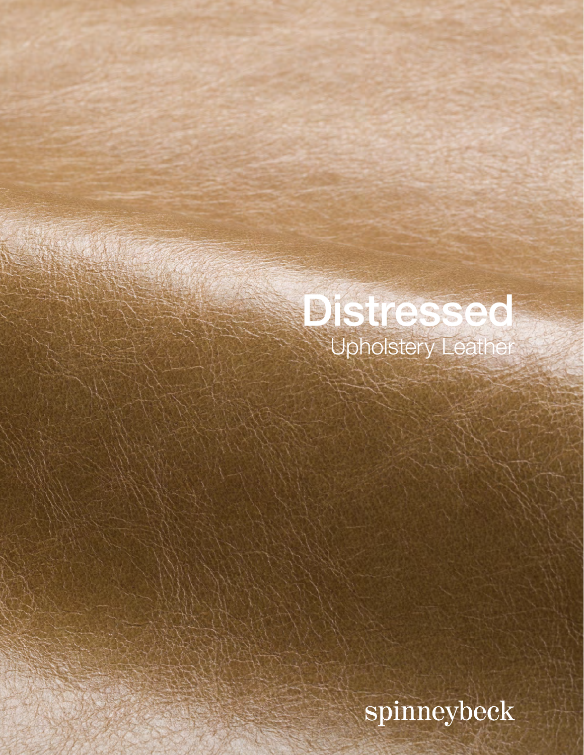# Distressed

Upholstery Leather

spinneybeck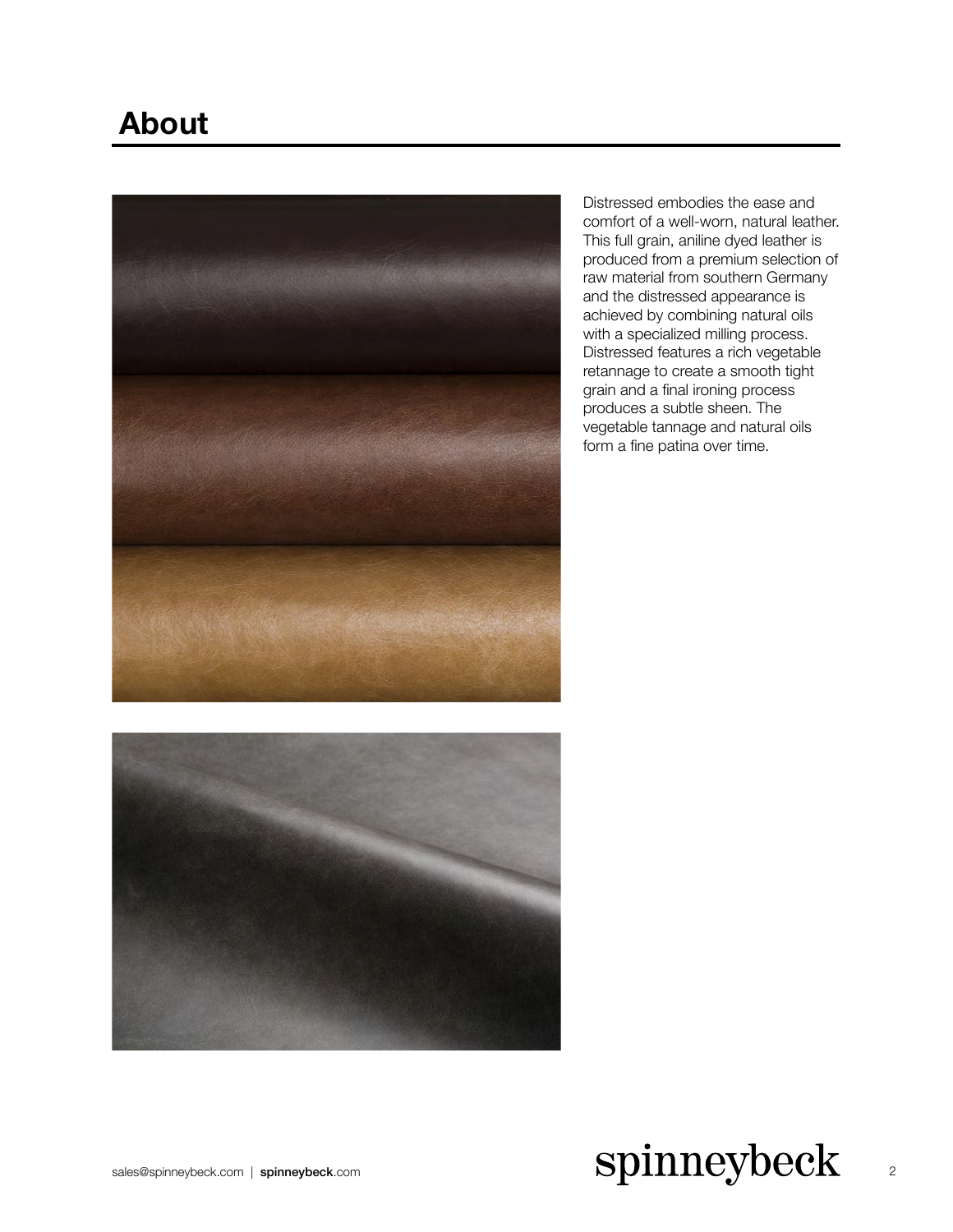## About

Distressed embodies the ease and comfort of a well-worn, natural leather. This full grain, aniline dyed leather is produced from a premium selection of raw material from southern Germany and the distressed appearance is achieved by combining natural oils with a specialized milling process. Distressed features a rich vegetable retannage to create a smooth tight grain and a final ironing process produces a subtle sheen. The vegetable tannage and natural oils form a fine patina over time.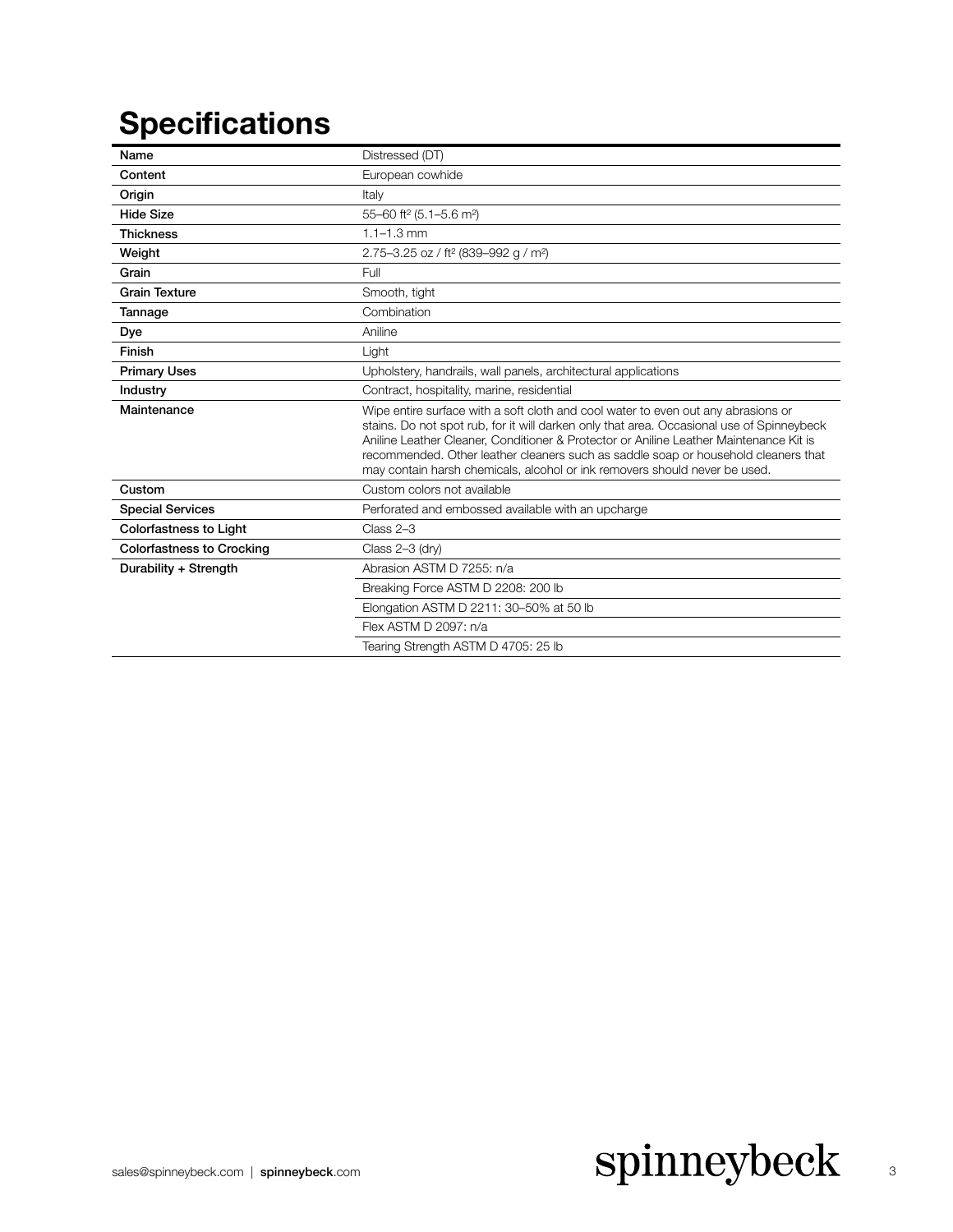# Specifications

| | |
|---|---|
| **Name** | Distressed (DT) |
| **Content** | European cowhide |
| **Origin** | Italy |
| **Hide Size** | 55–60 ft² (5.1–5.6 m²) |
| **Thickness** | 1.1–1.3 mm |
| **Weight** | 2.75–3.25 oz / ft² (839–992 g / m²) |
| **Grain** | Full |
| **Grain Texture** | Smooth, tight |
| **Tannage** | Combination |
| **Dye** | Aniline |
| **Finish** | Light |
| **Primary Uses** | Upholstery, handrails, wall panels, architectural applications |
| **Industry** | Contract, hospitality, marine, residential |
| **Maintenance** | Wipe entire surface with a soft cloth and cool water to even out any abrasions or stains. Do not spot rub, for it will darken only that area. Occasional use of Spinneybeck Aniline Leather Cleaner, Conditioner & Protector or Aniline Leather Maintenance Kit is recommended. Other leather cleaners such as saddle soap or household cleaners that may contain harsh chemicals, alcohol or ink removers should never be used. |
| **Custom** | Custom colors not available |
| **Special Services** | Perforated and embossed available with an upcharge |
| **Colorfastness to Light** | Class 2–3 |
| **Colorfastness to Crocking** | Class 2–3 (dry) |
| **Durability + Strength** | Abrasion ASTM D 7255: n/a |
| | Breaking Force ASTM D 2208: 200 lb |
| | Elongation ASTM D 2211: 30–50% at 50 lb |
| | Flex ASTM D 2097: n/a |
| | Tearing Strength ASTM D 4705: 25 lb |

sales@spinneybeck.com | **spinneybeck**.com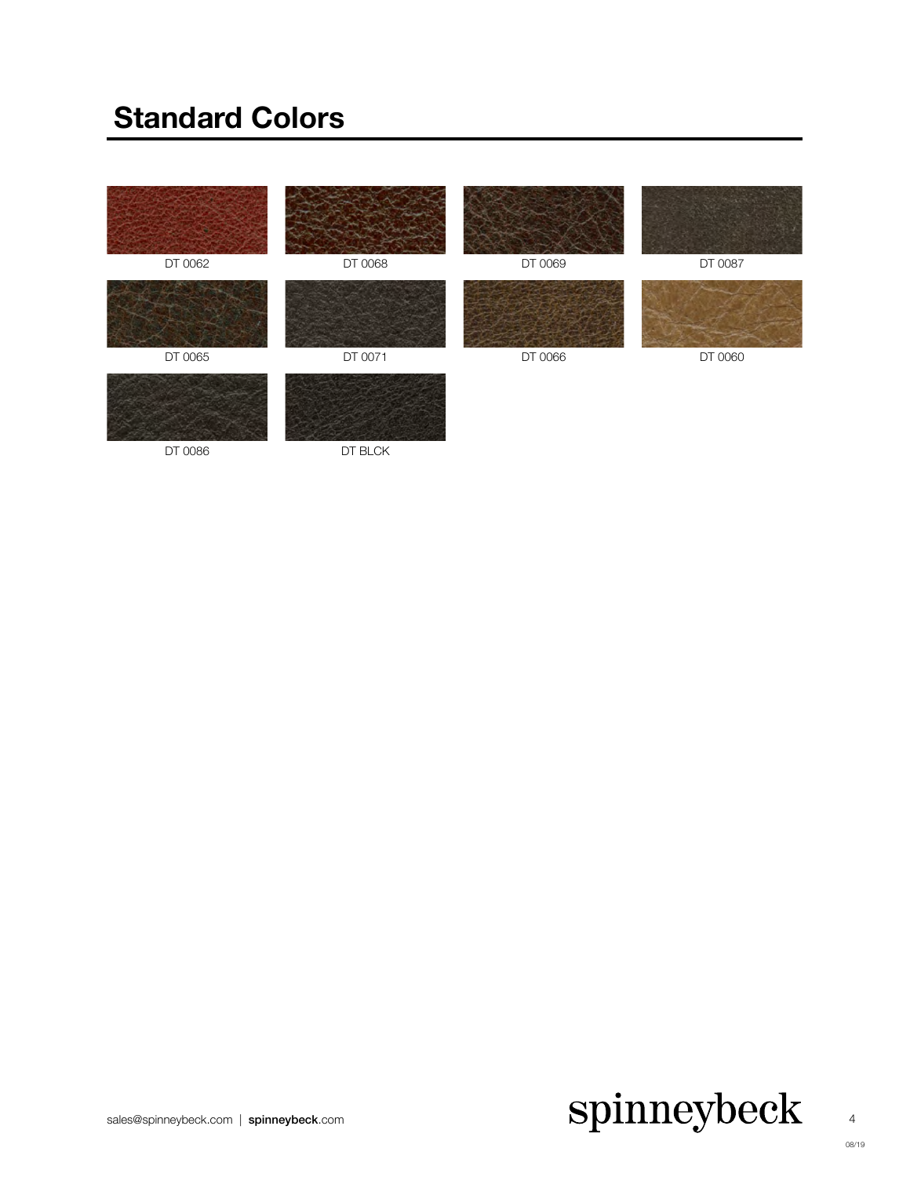## Standard Colors

DT 0062

DT 0068

DT 0069

DT 0087

DT 0065

DT 0071

DT 0066

DT 0060

DT 0086

DT BLCK

sales@spinneybeck.com | **spinneybeck**.com

spinneybeck

08/19